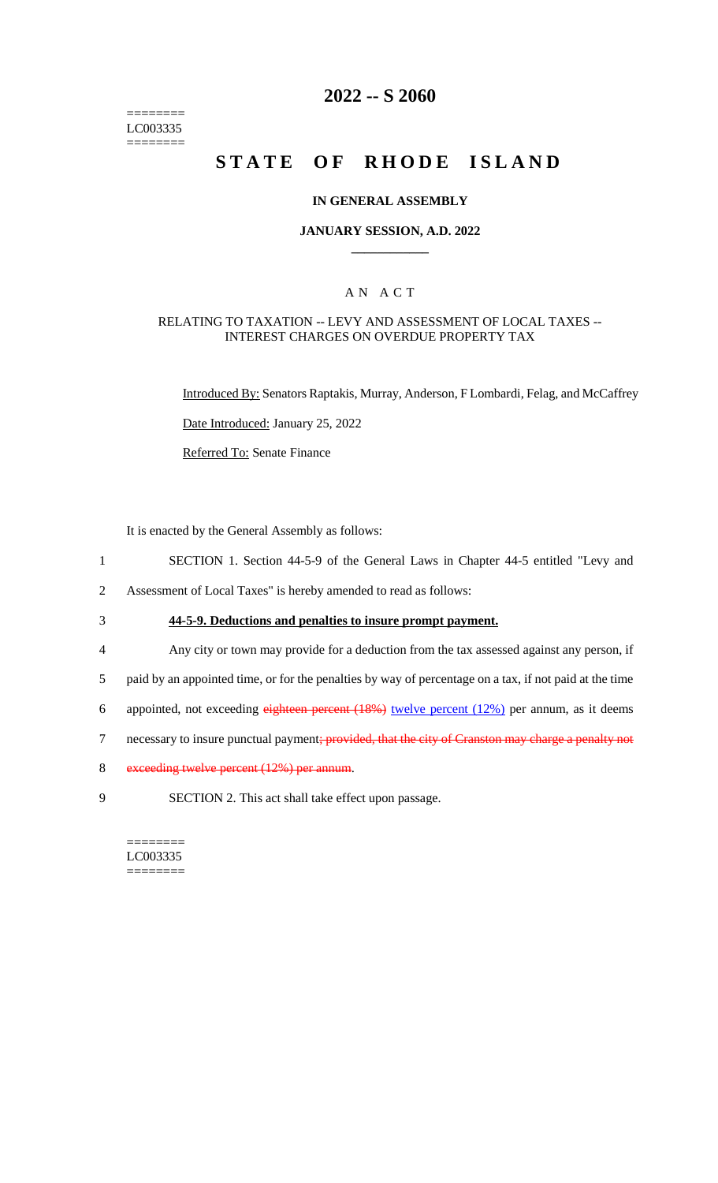========
LC003335
========

# 2022 -- S 2060

# STATE OF RHODE ISLAND

## IN GENERAL ASSEMBLY

### JANUARY SESSION, A.D. 2022

---

## A N A C T

### RELATING TO TAXATION -- LEVY AND ASSESSMENT OF LOCAL TAXES -- INTEREST CHARGES ON OVERDUE PROPERTY TAX

Introduced By: Senators Raptakis, Murray, Anderson, F Lombardi, Felag, and McCaffrey

Date Introduced: January 25, 2022

Referred To: Senate Finance

It is enacted by the General Assembly as follows:

1 SECTION 1. Section 44-5-9 of the General Laws in Chapter 44-5 entitled "Levy and
2 Assessment of Local Taxes" is hereby amended to read as follows:

3 **44-5-9. Deductions and penalties to insure prompt payment.**

4 Any city or town may provide for a deduction from the tax assessed against any person, if
5 paid by an appointed time, or for the penalties by way of percentage on a tax, if not paid at the time
6 appointed, not exceeding ~~eighteen percent (18%)~~ twelve percent (12%) per annum, as it deems
7 necessary to insure punctual payment~~; provided, that the city of Cranston may charge a penalty not~~
8 ~~exceeding twelve percent (12%) per annum~~.

9 SECTION 2. This act shall take effect upon passage.

========
LC003335
========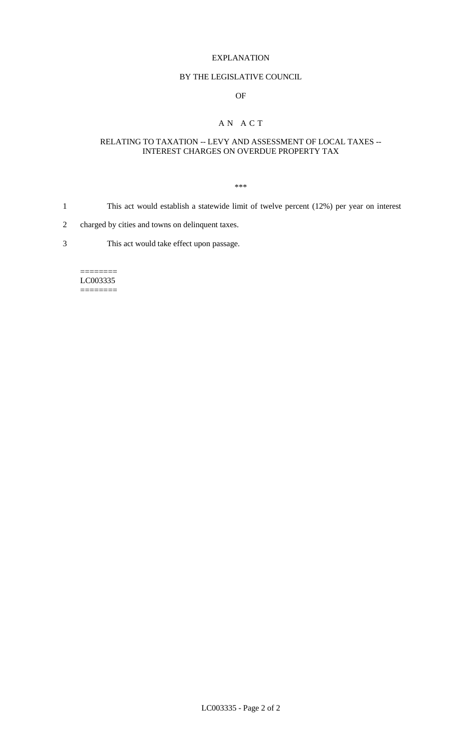EXPLANATION

BY THE LEGISLATIVE COUNCIL

OF

A N A C T

RELATING TO TAXATION -- LEVY AND ASSESSMENT OF LOCAL TAXES -- INTEREST CHARGES ON OVERDUE PROPERTY TAX

\*\*\*

This act would establish a statewide limit of twelve percent (12%) per year on interest charged by cities and towns on delinquent taxes.

This act would take effect upon passage.

========
LC003335
========